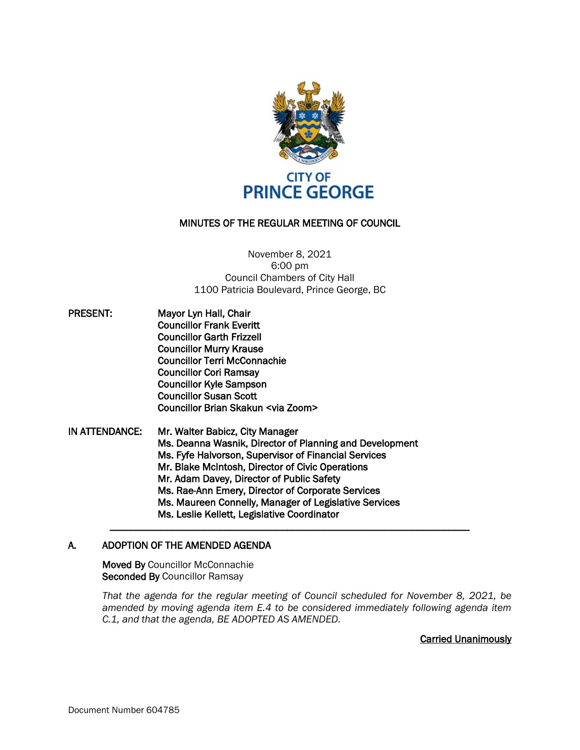CITY OF
PRINCE GEORGE

# MINUTES OF THE REGULAR MEETING OF COUNCIL

November 8, 2021
6:00 pm
Council Chambers of City Hall
1100 Patricia Boulevard, Prince George, BC

**PRESENT:**
**Mayor Lyn Hall, Chair**
**Councillor Frank Everitt**
**Councillor Garth Frizzell**
**Councillor Murry Krause**
**Councillor Terri McConnachie**
**Councillor Cori Ramsay**
**Councillor Kyle Sampson**
**Councillor Susan Scott**
**Councillor Brian Skakun <via Zoom>**

**IN ATTENDANCE:**
**Mr. Walter Babicz, City Manager**
**Ms. Deanna Wasnik, Director of Planning and Development**
**Ms. Fyfe Halvorson, Supervisor of Financial Services**
**Mr. Blake McIntosh, Director of Civic Operations**
**Mr. Adam Davey, Director of Public Safety**
**Ms. Rae-Ann Emery, Director of Corporate Services**
**Ms. Maureen Connelly, Manager of Legislative Services**
**Ms. Leslie Kellett, Legislative Coordinator**

---

## A. ADOPTION OF THE AMENDED AGENDA

**Moved By** Councillor McConnachie
**Seconded By** Councillor Ramsay

*That the agenda for the regular meeting of Council scheduled for November 8, 2021, be amended by moving agenda item E.4 to be considered immediately following agenda item C.1, and that the agenda, BE ADOPTED AS AMENDED.*

**Carried Unanimously**

Document Number 604785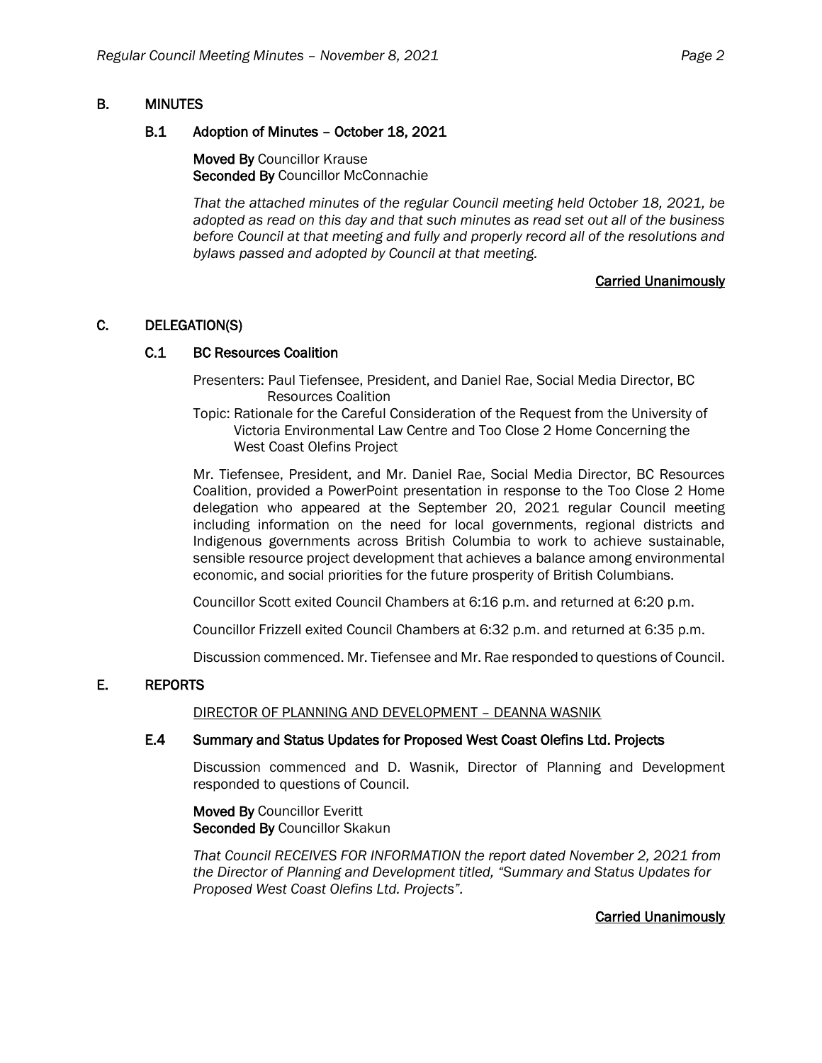## B. MINUTES

### B.1 Adoption of Minutes – October 18, 2021

**Moved By** Councillor Krause
**Seconded By** Councillor McConnachie

*That the attached minutes of the regular Council meeting held October 18, 2021, be adopted as read on this day and that such minutes as read set out all of the business before Council at that meeting and fully and properly record all of the resolutions and bylaws passed and adopted by Council at that meeting.*

**Carried Unanimously**

## C. DELEGATION(S)

### C.1 BC Resources Coalition

Presenters: Paul Tiefensee, President, and Daniel Rae, Social Media Director, BC Resources Coalition

Topic: Rationale for the Careful Consideration of the Request from the University of Victoria Environmental Law Centre and Too Close 2 Home Concerning the West Coast Olefins Project

Mr. Tiefensee, President, and Mr. Daniel Rae, Social Media Director, BC Resources Coalition, provided a PowerPoint presentation in response to the Too Close 2 Home delegation who appeared at the September 20, 2021 regular Council meeting including information on the need for local governments, regional districts and Indigenous governments across British Columbia to work to achieve sustainable, sensible resource project development that achieves a balance among environmental economic, and social priorities for the future prosperity of British Columbians.

Councillor Scott exited Council Chambers at 6:16 p.m. and returned at 6:20 p.m.

Councillor Frizzell exited Council Chambers at 6:32 p.m. and returned at 6:35 p.m.

Discussion commenced. Mr. Tiefensee and Mr. Rae responded to questions of Council.

## E. REPORTS

DIRECTOR OF PLANNING AND DEVELOPMENT – DEANNA WASNIK

### E.4 Summary and Status Updates for Proposed West Coast Olefins Ltd. Projects

Discussion commenced and D. Wasnik, Director of Planning and Development responded to questions of Council.

**Moved By** Councillor Everitt
**Seconded By** Councillor Skakun

*That Council RECEIVES FOR INFORMATION the report dated November 2, 2021 from the Director of Planning and Development titled, "Summary and Status Updates for Proposed West Coast Olefins Ltd. Projects".*

**Carried Unanimously**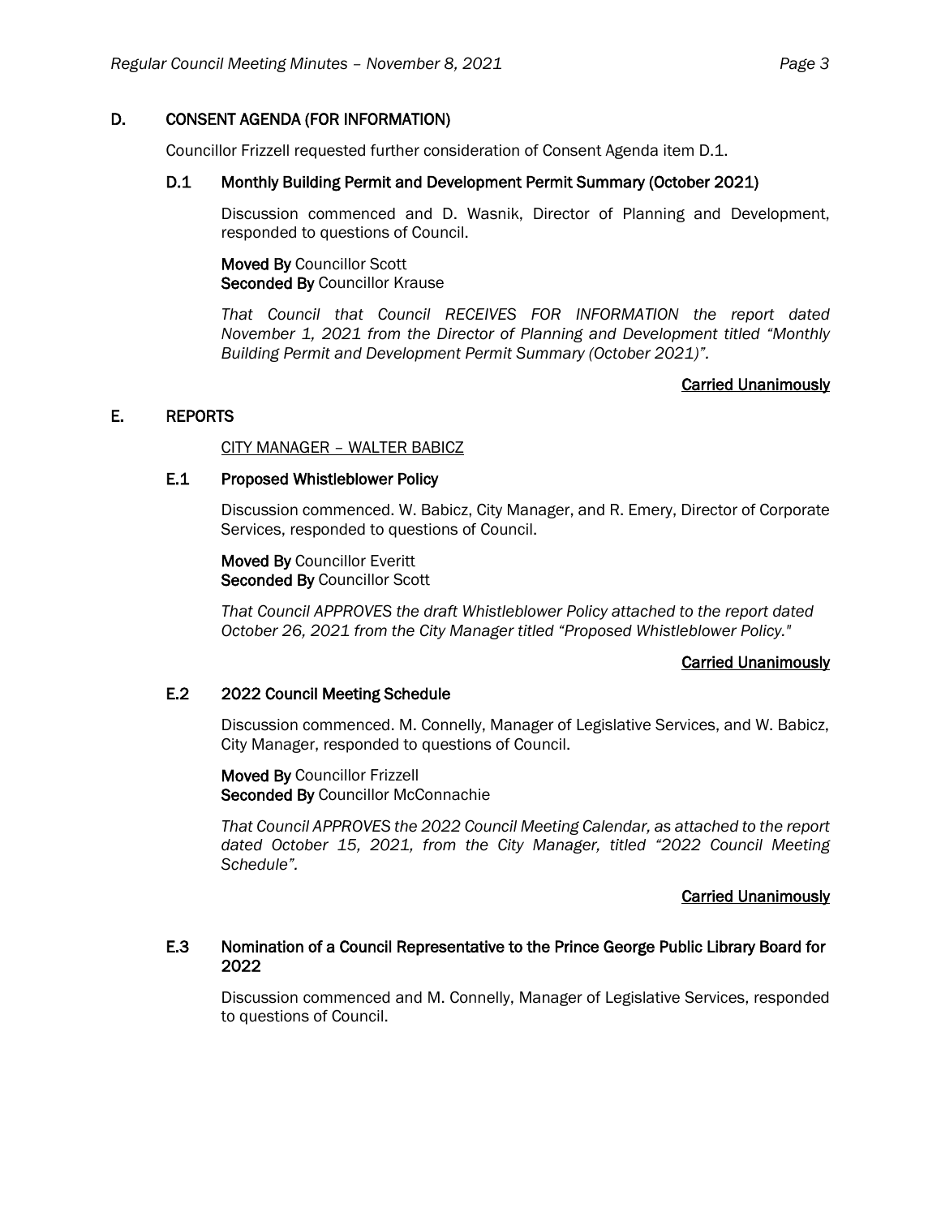## D. CONSENT AGENDA (FOR INFORMATION)

Councillor Frizzell requested further consideration of Consent Agenda item D.1.

### D.1 Monthly Building Permit and Development Permit Summary (October 2021)

Discussion commenced and D. Wasnik, Director of Planning and Development, responded to questions of Council.

**Moved By** Councillor Scott
**Seconded By** Councillor Krause

*That Council that Council RECEIVES FOR INFORMATION the report dated November 1, 2021 from the Director of Planning and Development titled "Monthly Building Permit and Development Permit Summary (October 2021)".*

**Carried Unanimously**

## E. REPORTS

CITY MANAGER – WALTER BABICZ

### E.1 Proposed Whistleblower Policy

Discussion commenced. W. Babicz, City Manager, and R. Emery, Director of Corporate Services, responded to questions of Council.

**Moved By** Councillor Everitt
**Seconded By** Councillor Scott

*That Council APPROVES the draft Whistleblower Policy attached to the report dated October 26, 2021 from the City Manager titled "Proposed Whistleblower Policy."*

**Carried Unanimously**

### E.2 2022 Council Meeting Schedule

Discussion commenced. M. Connelly, Manager of Legislative Services, and W. Babicz, City Manager, responded to questions of Council.

**Moved By** Councillor Frizzell
**Seconded By** Councillor McConnachie

*That Council APPROVES the 2022 Council Meeting Calendar, as attached to the report dated October 15, 2021, from the City Manager, titled "2022 Council Meeting Schedule".*

**Carried Unanimously**

### E.3 Nomination of a Council Representative to the Prince George Public Library Board for 2022

Discussion commenced and M. Connelly, Manager of Legislative Services, responded to questions of Council.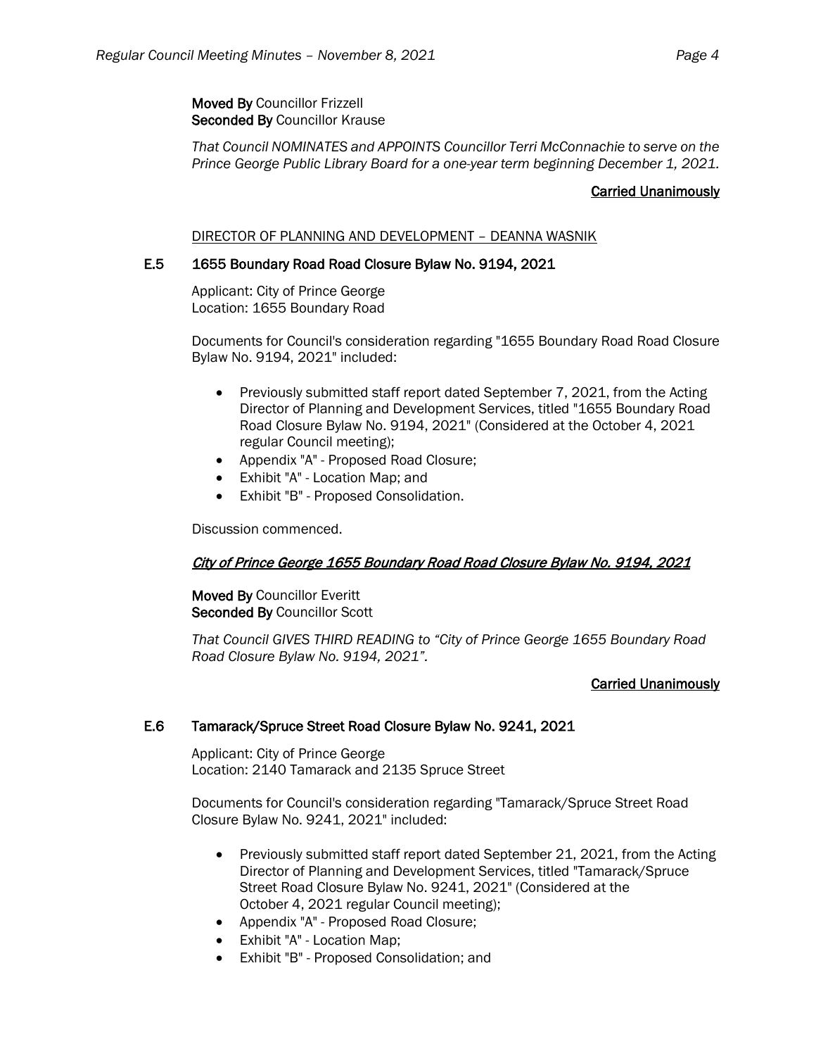**Moved By** Councillor Frizzell
**Seconded By** Councillor Krause

*That Council NOMINATES and APPOINTS Councillor Terri McConnachie to serve on the Prince George Public Library Board for a one-year term beginning December 1, 2021.*

**Carried Unanimously**

DIRECTOR OF PLANNING AND DEVELOPMENT – DEANNA WASNIK

### E.5 1655 Boundary Road Road Closure Bylaw No. 9194, 2021

Applicant: City of Prince George
Location: 1655 Boundary Road

Documents for Council's consideration regarding "1655 Boundary Road Road Closure Bylaw No. 9194, 2021" included:

- Previously submitted staff report dated September 7, 2021, from the Acting Director of Planning and Development Services, titled "1655 Boundary Road Road Closure Bylaw No. 9194, 2021" (Considered at the October 4, 2021 regular Council meeting);
- Appendix "A" - Proposed Road Closure;
- Exhibit "A" - Location Map; and
- Exhibit "B" - Proposed Consolidation.

Discussion commenced.

***City of Prince George 1655 Boundary Road Road Closure Bylaw No. 9194, 2021***

**Moved By** Councillor Everitt
**Seconded By** Councillor Scott

*That Council GIVES THIRD READING to "City of Prince George 1655 Boundary Road Road Closure Bylaw No. 9194, 2021".*

**Carried Unanimously**

### E.6 Tamarack/Spruce Street Road Closure Bylaw No. 9241, 2021

Applicant: City of Prince George
Location: 2140 Tamarack and 2135 Spruce Street

Documents for Council's consideration regarding "Tamarack/Spruce Street Road Closure Bylaw No. 9241, 2021" included:

- Previously submitted staff report dated September 21, 2021, from the Acting Director of Planning and Development Services, titled "Tamarack/Spruce Street Road Closure Bylaw No. 9241, 2021" (Considered at the October 4, 2021 regular Council meeting);
- Appendix "A" - Proposed Road Closure;
- Exhibit "A" - Location Map;
- Exhibit "B" - Proposed Consolidation; and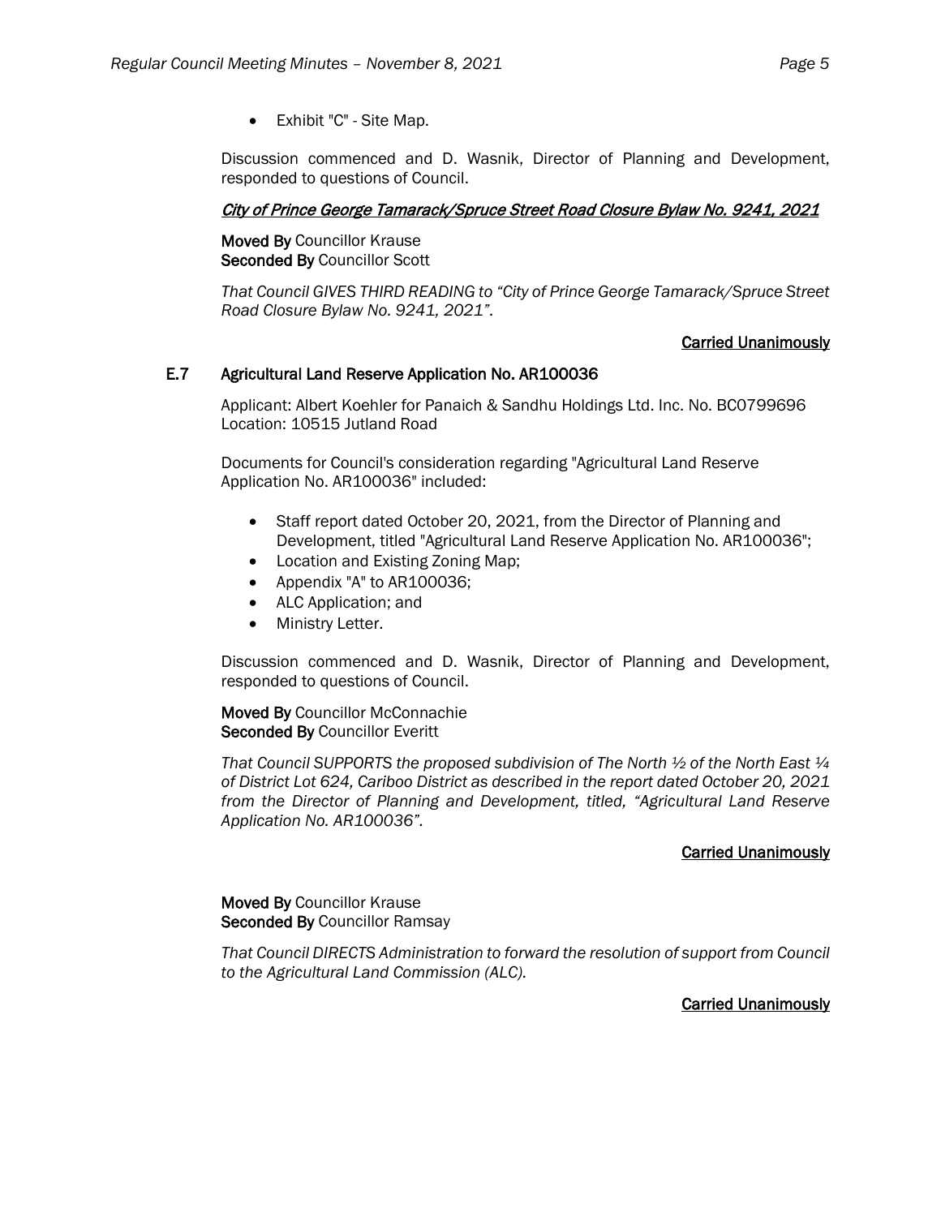- Exhibit "C" - Site Map.

Discussion commenced and D. Wasnik, Director of Planning and Development, responded to questions of Council.

***City of Prince George Tamarack/Spruce Street Road Closure Bylaw No. 9241, 2021***

**Moved By** Councillor Krause
**Seconded By** Councillor Scott

*That Council GIVES THIRD READING to "City of Prince George Tamarack/Spruce Street Road Closure Bylaw No. 9241, 2021".*

**Carried Unanimously**

### E.7 Agricultural Land Reserve Application No. AR100036

Applicant: Albert Koehler for Panaich & Sandhu Holdings Ltd. Inc. No. BC0799696
Location: 10515 Jutland Road

Documents for Council's consideration regarding "Agricultural Land Reserve Application No. AR100036" included:

- Staff report dated October 20, 2021, from the Director of Planning and Development, titled "Agricultural Land Reserve Application No. AR100036";
- Location and Existing Zoning Map;
- Appendix "A" to AR100036;
- ALC Application; and
- Ministry Letter.

Discussion commenced and D. Wasnik, Director of Planning and Development, responded to questions of Council.

**Moved By** Councillor McConnachie
**Seconded By** Councillor Everitt

*That Council SUPPORTS the proposed subdivision of The North ½ of the North East ¼ of District Lot 624, Cariboo District as described in the report dated October 20, 2021 from the Director of Planning and Development, titled, "Agricultural Land Reserve Application No. AR100036".*

**Carried Unanimously**

**Moved By** Councillor Krause
**Seconded By** Councillor Ramsay

*That Council DIRECTS Administration to forward the resolution of support from Council to the Agricultural Land Commission (ALC).*

**Carried Unanimously**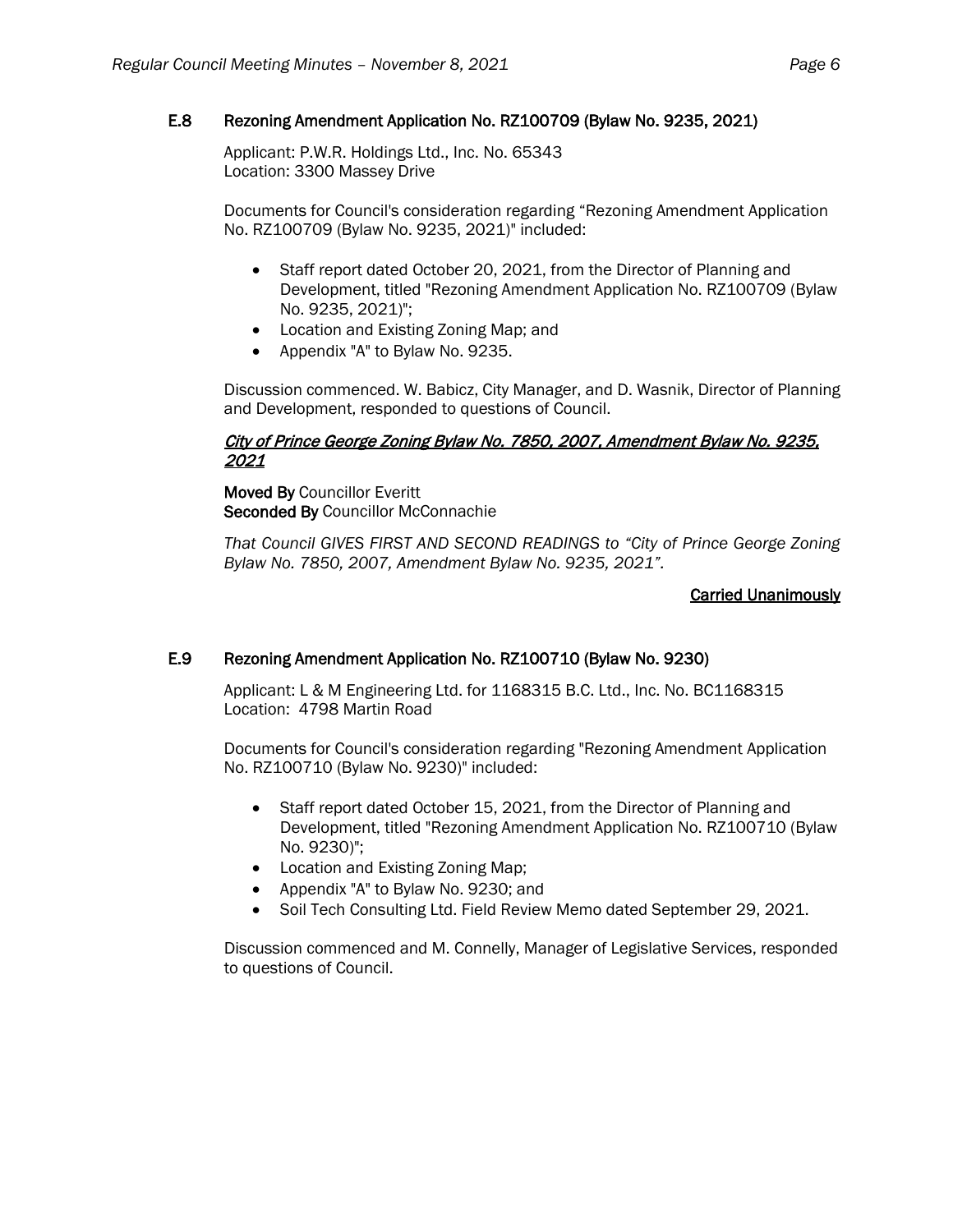## E.8 Rezoning Amendment Application No. RZ100709 (Bylaw No. 9235, 2021)

Applicant: P.W.R. Holdings Ltd., Inc. No. 65343
Location: 3300 Massey Drive

Documents for Council's consideration regarding "Rezoning Amendment Application No. RZ100709 (Bylaw No. 9235, 2021)" included:

- Staff report dated October 20, 2021, from the Director of Planning and Development, titled "Rezoning Amendment Application No. RZ100709 (Bylaw No. 9235, 2021)";
- Location and Existing Zoning Map; and
- Appendix "A" to Bylaw No. 9235.

Discussion commenced. W. Babicz, City Manager, and D. Wasnik, Director of Planning and Development, responded to questions of Council.

***City of Prince George Zoning Bylaw No. 7850, 2007, Amendment Bylaw No. 9235, 2021***

**Moved By** Councillor Everitt
**Seconded By** Councillor McConnachie

*That Council GIVES FIRST AND SECOND READINGS to "City of Prince George Zoning Bylaw No. 7850, 2007, Amendment Bylaw No. 9235, 2021".*

**Carried Unanimously**

## E.9 Rezoning Amendment Application No. RZ100710 (Bylaw No. 9230)

Applicant: L & M Engineering Ltd. for 1168315 B.C. Ltd., Inc. No. BC1168315
Location: 4798 Martin Road

Documents for Council's consideration regarding "Rezoning Amendment Application No. RZ100710 (Bylaw No. 9230)" included:

- Staff report dated October 15, 2021, from the Director of Planning and Development, titled "Rezoning Amendment Application No. RZ100710 (Bylaw No. 9230)";
- Location and Existing Zoning Map;
- Appendix "A" to Bylaw No. 9230; and
- Soil Tech Consulting Ltd. Field Review Memo dated September 29, 2021.

Discussion commenced and M. Connelly, Manager of Legislative Services, responded to questions of Council.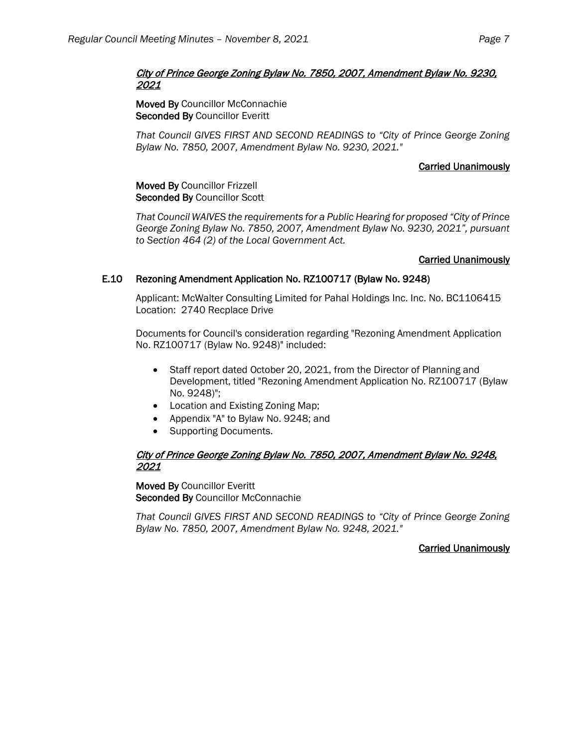*City of Prince George Zoning Bylaw No. 7850, 2007, Amendment Bylaw No. 9230, 2021*

**Moved By** Councillor McConnachie
**Seconded By** Councillor Everitt

*That Council GIVES FIRST AND SECOND READINGS to "City of Prince George Zoning Bylaw No. 7850, 2007, Amendment Bylaw No. 9230, 2021."*

**Carried Unanimously**

**Moved By** Councillor Frizzell
**Seconded By** Councillor Scott

*That Council WAIVES the requirements for a Public Hearing for proposed "City of Prince George Zoning Bylaw No. 7850, 2007, Amendment Bylaw No. 9230, 2021", pursuant to Section 464 (2) of the Local Government Act.*

**Carried Unanimously**

### E.10 Rezoning Amendment Application No. RZ100717 (Bylaw No. 9248)

Applicant: McWalter Consulting Limited for Pahal Holdings Inc. Inc. No. BC1106415
Location: 2740 Recplace Drive

Documents for Council's consideration regarding "Rezoning Amendment Application No. RZ100717 (Bylaw No. 9248)" included:

- Staff report dated October 20, 2021, from the Director of Planning and Development, titled "Rezoning Amendment Application No. RZ100717 (Bylaw No. 9248)";
- Location and Existing Zoning Map;
- Appendix "A" to Bylaw No. 9248; and
- Supporting Documents.

*City of Prince George Zoning Bylaw No. 7850, 2007, Amendment Bylaw No. 9248, 2021*

**Moved By** Councillor Everitt
**Seconded By** Councillor McConnachie

*That Council GIVES FIRST AND SECOND READINGS to "City of Prince George Zoning Bylaw No. 7850, 2007, Amendment Bylaw No. 9248, 2021."*

**Carried Unanimously**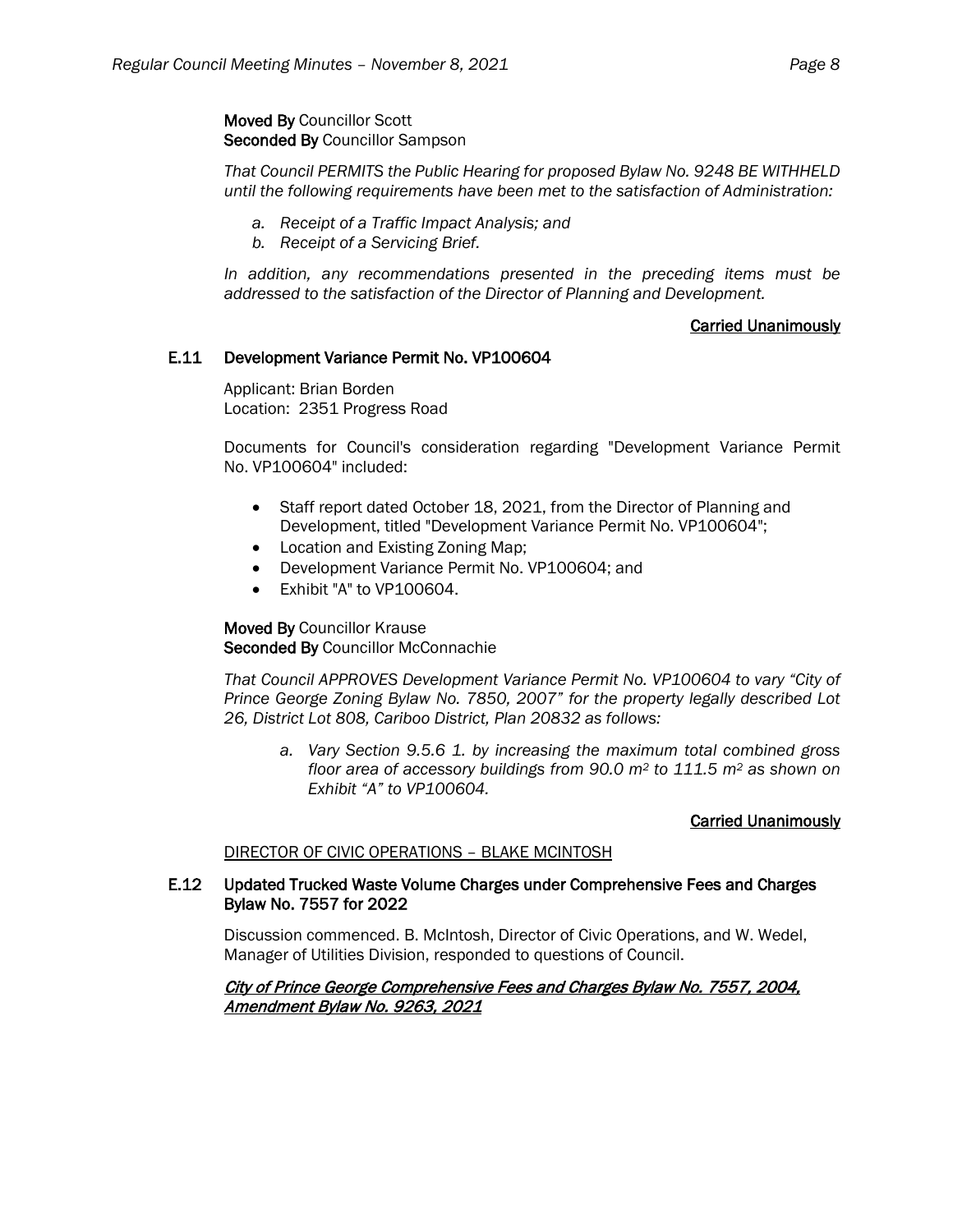**Moved By** Councillor Scott
**Seconded By** Councillor Sampson

*That Council PERMITS the Public Hearing for proposed Bylaw No. 9248 BE WITHHELD until the following requirements have been met to the satisfaction of Administration:*

- *a. Receipt of a Traffic Impact Analysis; and*
- *b. Receipt of a Servicing Brief.*

*In addition, any recommendations presented in the preceding items must be addressed to the satisfaction of the Director of Planning and Development.*

**Carried Unanimously**

### E.11 Development Variance Permit No. VP100604

Applicant: Brian Borden
Location: 2351 Progress Road

Documents for Council's consideration regarding "Development Variance Permit No. VP100604" included:

- Staff report dated October 18, 2021, from the Director of Planning and Development, titled "Development Variance Permit No. VP100604";
- Location and Existing Zoning Map;
- Development Variance Permit No. VP100604; and
- Exhibit "A" to VP100604.

**Moved By** Councillor Krause
**Seconded By** Councillor McConnachie

*That Council APPROVES Development Variance Permit No. VP100604 to vary "City of Prince George Zoning Bylaw No. 7850, 2007" for the property legally described Lot 26, District Lot 808, Cariboo District, Plan 20832 as follows:*

- *a. Vary Section 9.5.6 1. by increasing the maximum total combined gross floor area of accessory buildings from 90.0 $m^2$ to 111.5 $m^2$ as shown on Exhibit "A" to VP100604.*

**Carried Unanimously**

DIRECTOR OF CIVIC OPERATIONS – BLAKE MCINTOSH

### E.12 Updated Trucked Waste Volume Charges under Comprehensive Fees and Charges Bylaw No. 7557 for 2022

Discussion commenced. B. McIntosh, Director of Civic Operations, and W. Wedel, Manager of Utilities Division, responded to questions of Council.

***City of Prince George Comprehensive Fees and Charges Bylaw No. 7557, 2004, Amendment Bylaw No. 9263, 2021***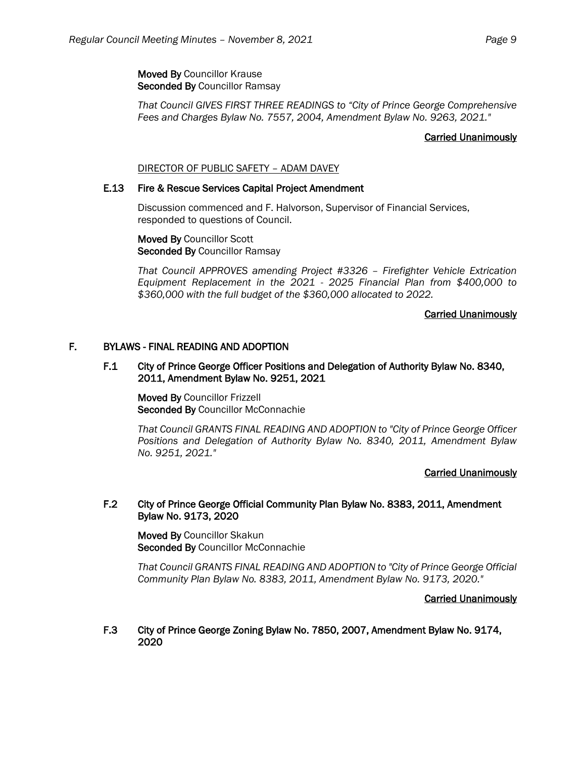**Moved By** Councillor Krause
**Seconded By** Councillor Ramsay

*That Council GIVES FIRST THREE READINGS to "City of Prince George Comprehensive Fees and Charges Bylaw No. 7557, 2004, Amendment Bylaw No. 9263, 2021."*

**Carried Unanimously**

DIRECTOR OF PUBLIC SAFETY – ADAM DAVEY

### E.13 Fire & Rescue Services Capital Project Amendment

Discussion commenced and F. Halvorson, Supervisor of Financial Services, responded to questions of Council.

**Moved By** Councillor Scott
**Seconded By** Councillor Ramsay

*That Council APPROVES amending Project #3326 – Firefighter Vehicle Extrication Equipment Replacement in the 2021 - 2025 Financial Plan from $400,000 to $360,000 with the full budget of the $360,000 allocated to 2022.*

**Carried Unanimously**

## F. BYLAWS - FINAL READING AND ADOPTION

### F.1 City of Prince George Officer Positions and Delegation of Authority Bylaw No. 8340, 2011, Amendment Bylaw No. 9251, 2021

**Moved By** Councillor Frizzell
**Seconded By** Councillor McConnachie

*That Council GRANTS FINAL READING AND ADOPTION to "City of Prince George Officer Positions and Delegation of Authority Bylaw No. 8340, 2011, Amendment Bylaw No. 9251, 2021."*

**Carried Unanimously**

### F.2 City of Prince George Official Community Plan Bylaw No. 8383, 2011, Amendment Bylaw No. 9173, 2020

**Moved By** Councillor Skakun
**Seconded By** Councillor McConnachie

*That Council GRANTS FINAL READING AND ADOPTION to "City of Prince George Official Community Plan Bylaw No. 8383, 2011, Amendment Bylaw No. 9173, 2020."*

**Carried Unanimously**

### F.3 City of Prince George Zoning Bylaw No. 7850, 2007, Amendment Bylaw No. 9174, 2020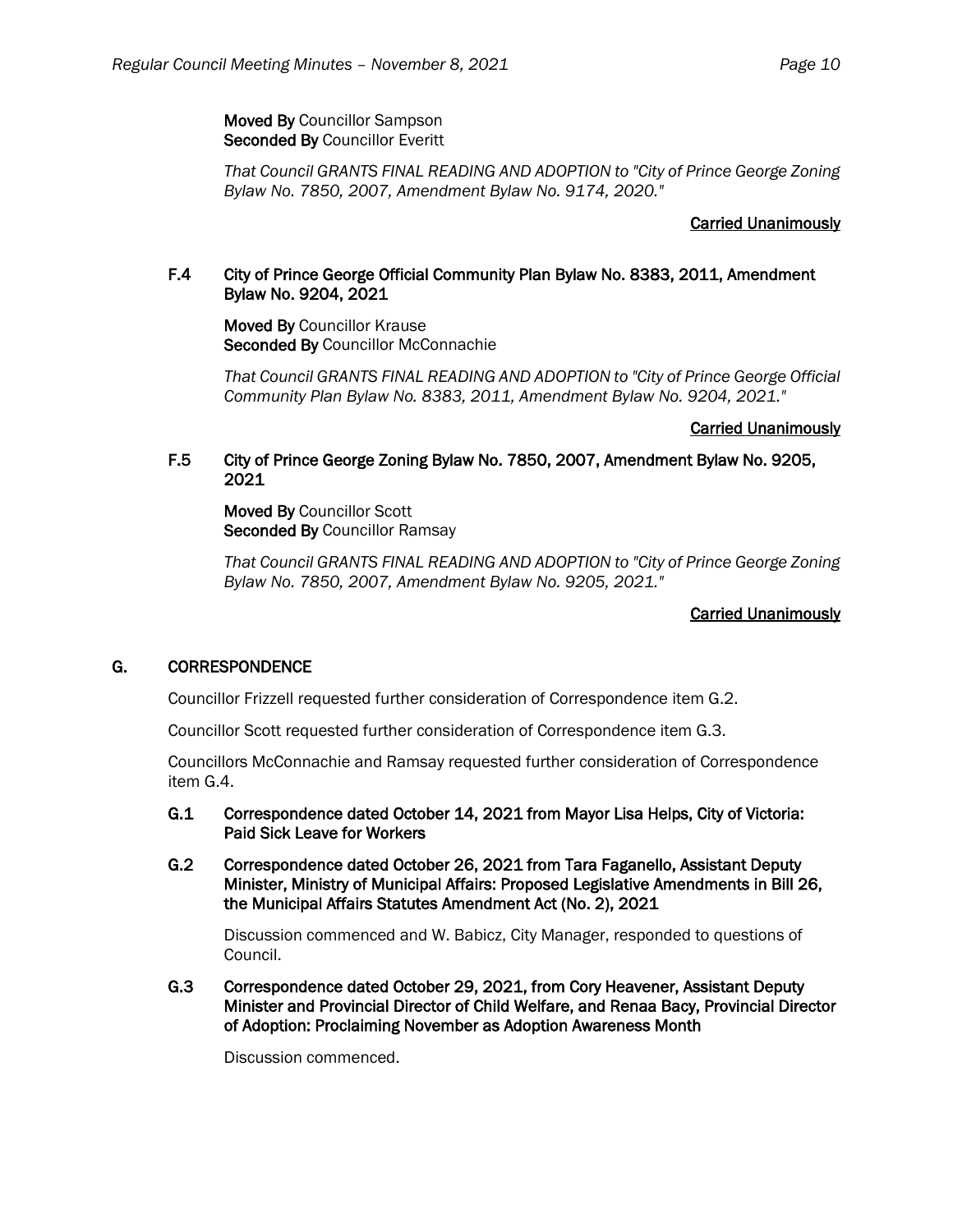**Moved By** Councillor Sampson
**Seconded By** Councillor Everitt

*That Council GRANTS FINAL READING AND ADOPTION to "City of Prince George Zoning Bylaw No. 7850, 2007, Amendment Bylaw No. 9174, 2020."*

<u>Carried Unanimously</u>

### F.4 City of Prince George Official Community Plan Bylaw No. 8383, 2011, Amendment Bylaw No. 9204, 2021

**Moved By** Councillor Krause
**Seconded By** Councillor McConnachie

*That Council GRANTS FINAL READING AND ADOPTION to "City of Prince George Official Community Plan Bylaw No. 8383, 2011, Amendment Bylaw No. 9204, 2021."*

<u>Carried Unanimously</u>

### F.5 City of Prince George Zoning Bylaw No. 7850, 2007, Amendment Bylaw No. 9205, 2021

**Moved By** Councillor Scott
**Seconded By** Councillor Ramsay

*That Council GRANTS FINAL READING AND ADOPTION to "City of Prince George Zoning Bylaw No. 7850, 2007, Amendment Bylaw No. 9205, 2021."*

<u>Carried Unanimously</u>

## G. CORRESPONDENCE

Councillor Frizzell requested further consideration of Correspondence item G.2.

Councillor Scott requested further consideration of Correspondence item G.3.

Councillors McConnachie and Ramsay requested further consideration of Correspondence item G.4.

### G.1 Correspondence dated October 14, 2021 from Mayor Lisa Helps, City of Victoria: Paid Sick Leave for Workers

### G.2 Correspondence dated October 26, 2021 from Tara Faganello, Assistant Deputy Minister, Ministry of Municipal Affairs: Proposed Legislative Amendments in Bill 26, the Municipal Affairs Statutes Amendment Act (No. 2), 2021

Discussion commenced and W. Babicz, City Manager, responded to questions of Council.

### G.3 Correspondence dated October 29, 2021, from Cory Heavener, Assistant Deputy Minister and Provincial Director of Child Welfare, and Renaa Bacy, Provincial Director of Adoption: Proclaiming November as Adoption Awareness Month

Discussion commenced.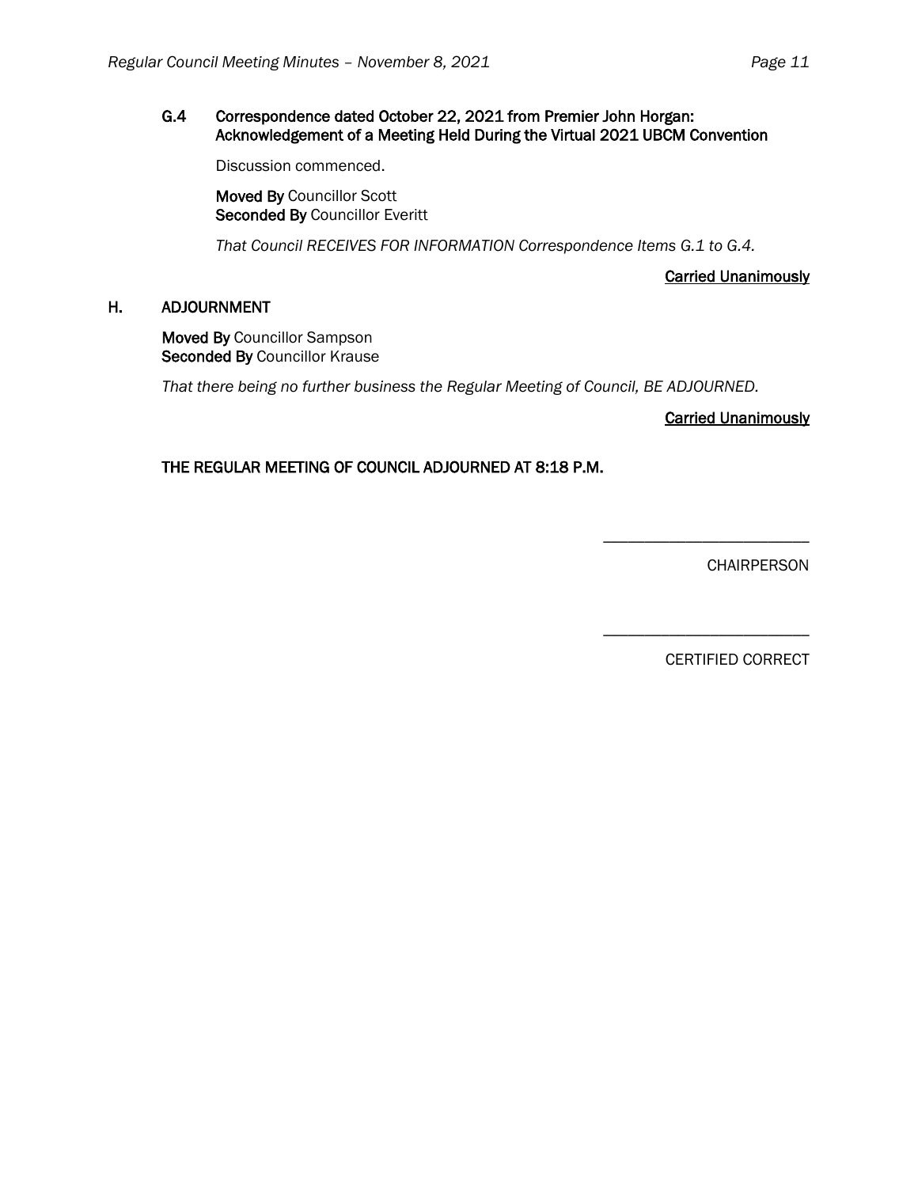### G.4 Correspondence dated October 22, 2021 from Premier John Horgan: Acknowledgement of a Meeting Held During the Virtual 2021 UBCM Convention

Discussion commenced.

**Moved By** Councillor Scott
**Seconded By** Councillor Everitt

*That Council RECEIVES FOR INFORMATION Correspondence Items G.1 to G.4.*

**Carried Unanimously**

## H. ADJOURNMENT

**Moved By** Councillor Sampson
**Seconded By** Councillor Krause

*That there being no further business the Regular Meeting of Council, BE ADJOURNED.*

**Carried Unanimously**

**THE REGULAR MEETING OF COUNCIL ADJOURNED AT 8:18 P.M.**

\_\_\_\_\_\_\_\_\_\_\_\_\_\_\_\_\_\_\_\_\_\_\_\_\_\_

CHAIRPERSON

\_\_\_\_\_\_\_\_\_\_\_\_\_\_\_\_\_\_\_\_\_\_\_\_\_\_

CERTIFIED CORRECT